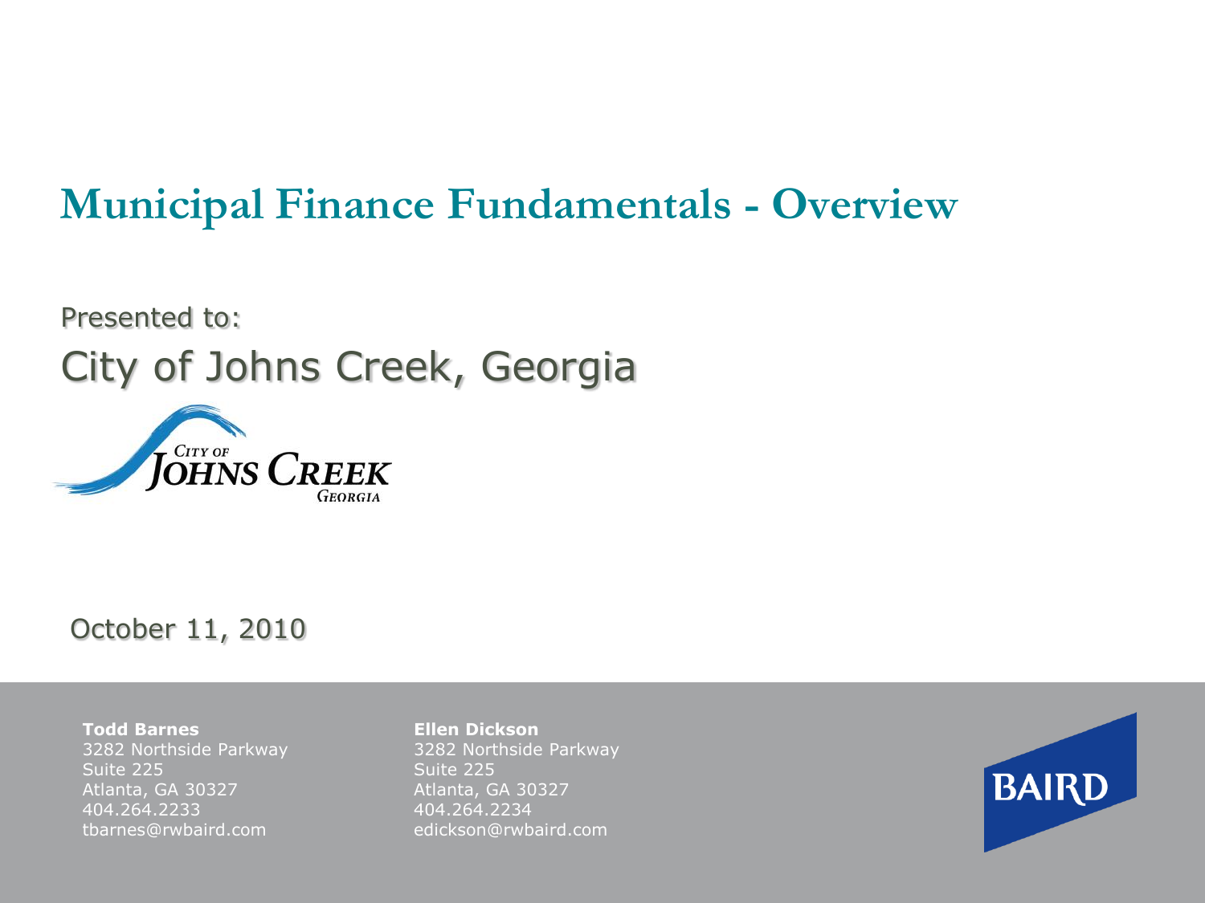# Municipal Finance Fundamentals - Overview

Presented to:

City of Johns Creek, Georgia

October 11, 2010

**Todd Barnes**
3282 Northside Parkway
Suite 225
Atlanta, GA 30327
404.264.2233
tbarnes@rwbaird.com

**Ellen Dickson**
3282 Northside Parkway
Suite 225
Atlanta, GA 30327
404.264.2234
edickson@rwbaird.com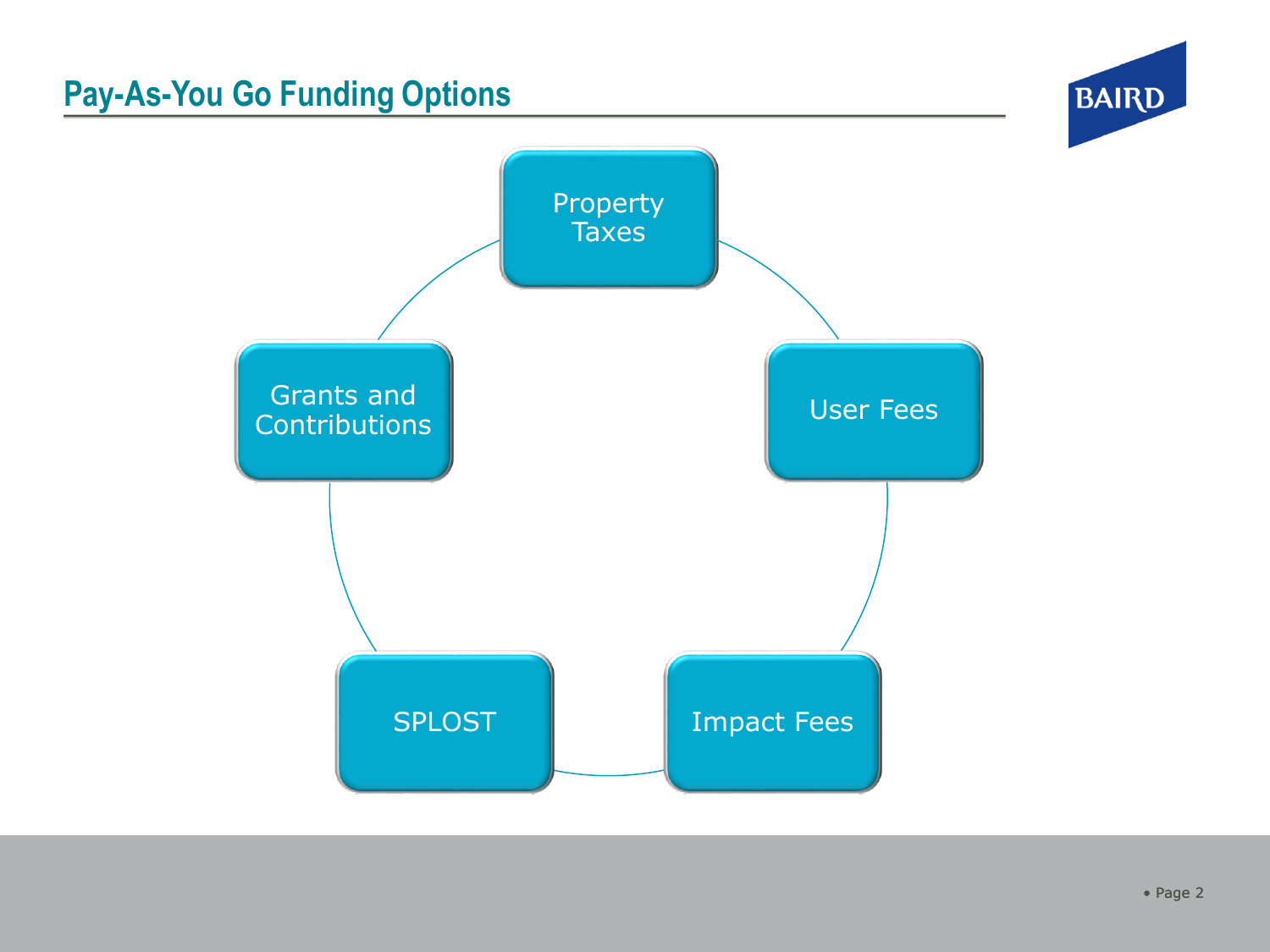## Pay-As-You Go Funding Options

- Property Taxes
- User Fees
- Impact Fees
- SPLOST
- Grants and Contributions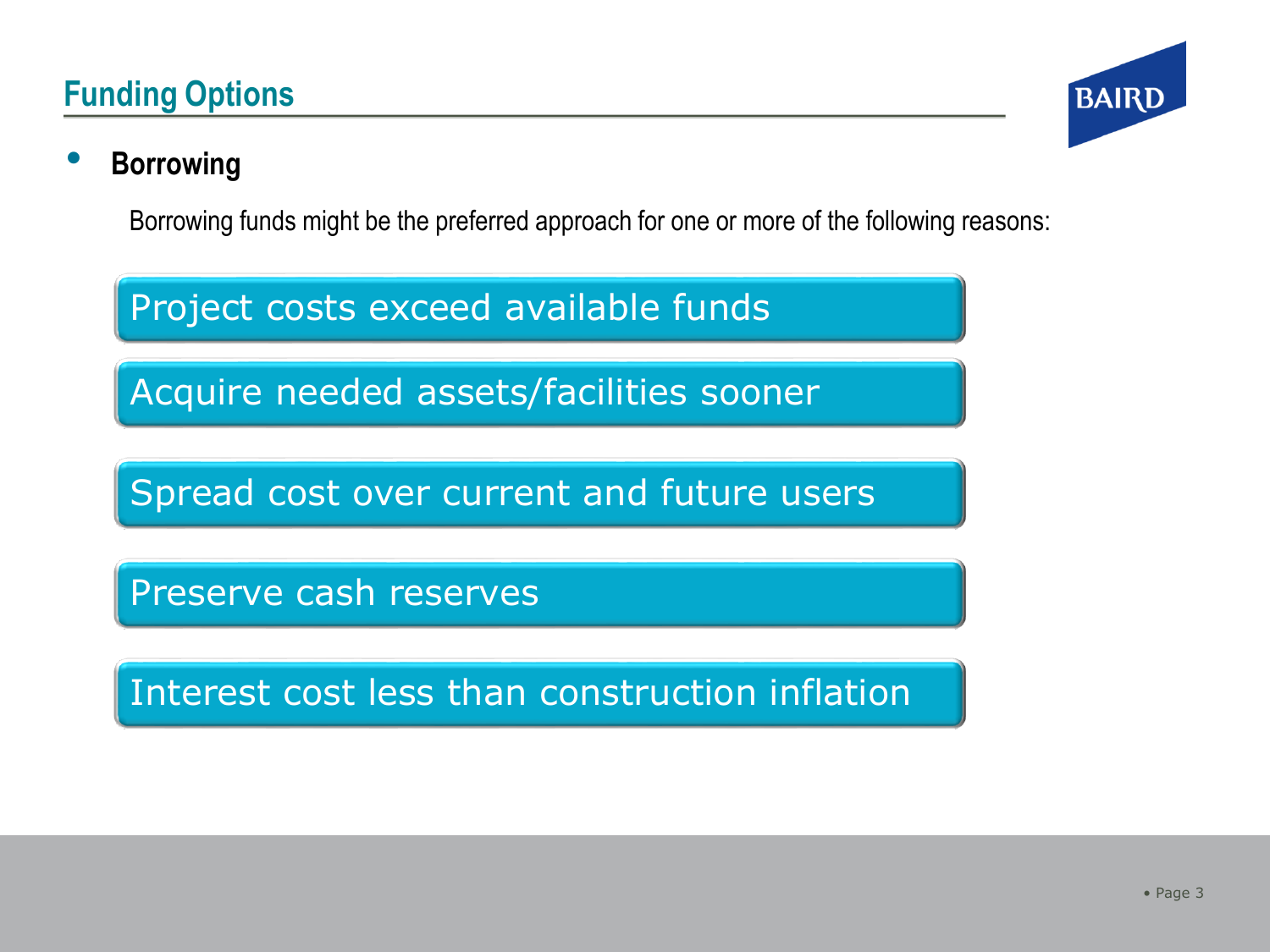# Funding Options

- **Borrowing**

Borrowing funds might be the preferred approach for one or more of the following reasons:

- Project costs exceed available funds
- Acquire needed assets/facilities sooner
- Spread cost over current and future users
- Preserve cash reserves
- Interest cost less than construction inflation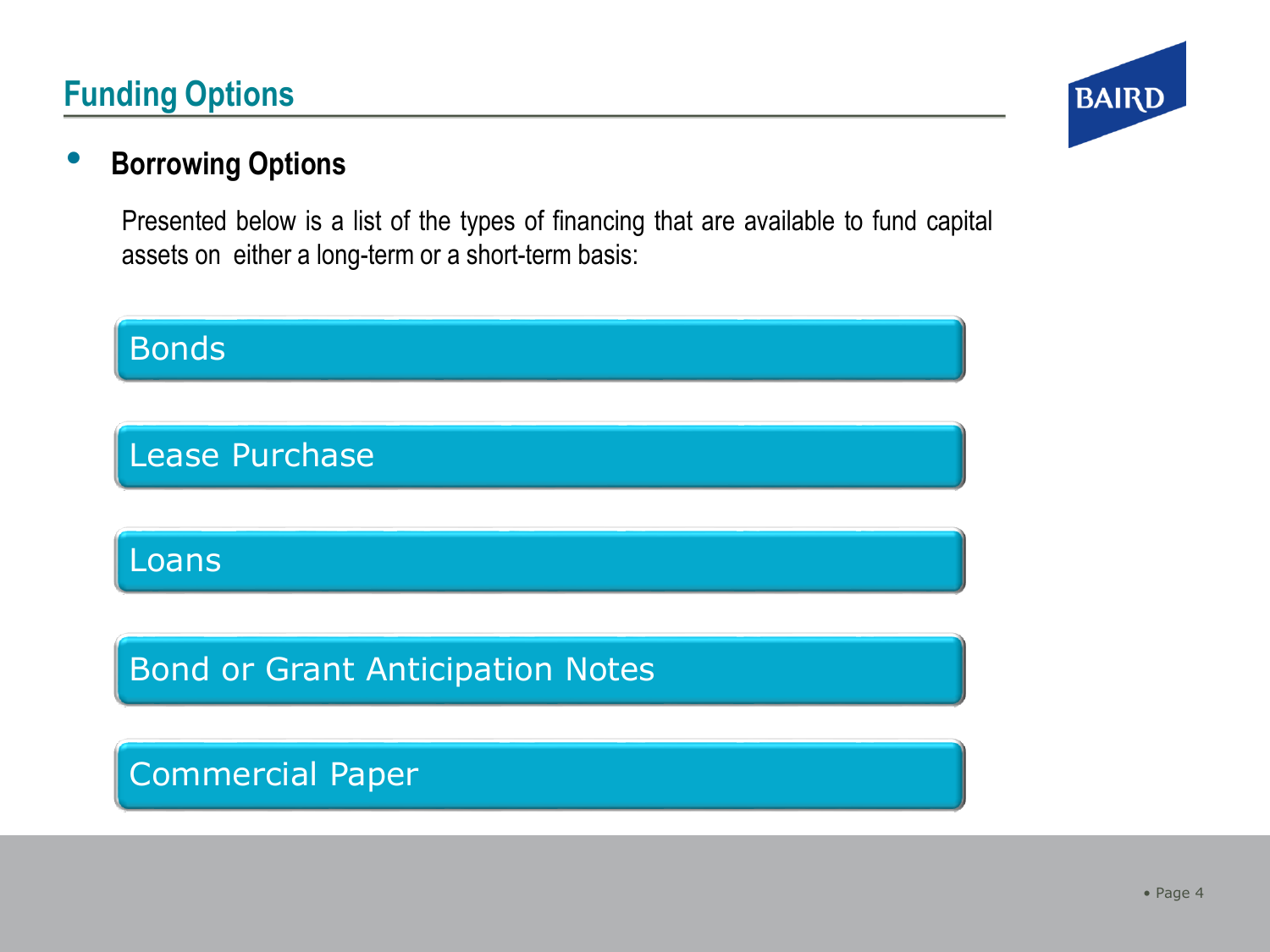## Funding Options

- **Borrowing Options**

  Presented below is a list of the types of financing that are available to fund capital assets on either a long-term or a short-term basis:

  - Bonds
  - Lease Purchase
  - Loans
  - Bond or Grant Anticipation Notes
  - Commercial Paper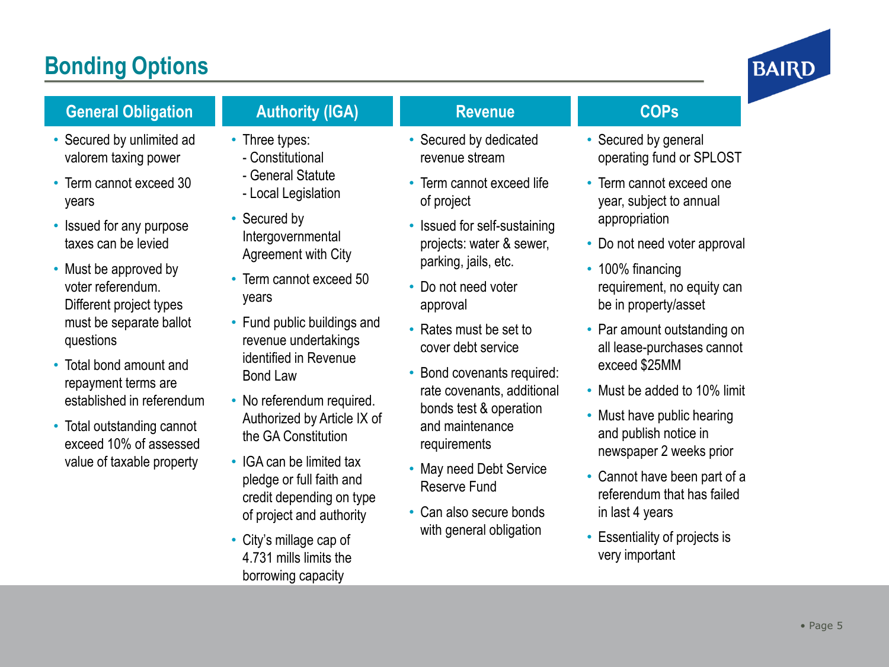# Bonding Options

## General Obligation

- Secured by unlimited ad valorem taxing power
- Term cannot exceed 30 years
- Issued for any purpose taxes can be levied
- Must be approved by voter referendum. Different project types must be separate ballot questions
- Total bond amount and repayment terms are established in referendum
- Total outstanding cannot exceed 10% of assessed value of taxable property

## Authority (IGA)

- Three types:
  - Constitutional
  - General Statute
  - Local Legislation
- Secured by Intergovernmental Agreement with City
- Term cannot exceed 50 years
- Fund public buildings and revenue undertakings identified in Revenue Bond Law
- No referendum required. Authorized by Article IX of the GA Constitution
- IGA can be limited tax pledge or full faith and credit depending on type of project and authority
- City's millage cap of 4.731 mills limits the borrowing capacity

## Revenue

- Secured by dedicated revenue stream
- Term cannot exceed life of project
- Issued for self-sustaining projects: water & sewer, parking, jails, etc.
- Do not need voter approval
- Rates must be set to cover debt service
- Bond covenants required: rate covenants, additional bonds test & operation and maintenance requirements
- May need Debt Service Reserve Fund
- Can also secure bonds with general obligation

## COPs

- Secured by general operating fund or SPLOST
- Term cannot exceed one year, subject to annual appropriation
- Do not need voter approval
- 100% financing requirement, no equity can be in property/asset
- Par amount outstanding on all lease-purchases cannot exceed $25MM
- Must be added to 10% limit
- Must have public hearing and publish notice in newspaper 2 weeks prior
- Cannot have been part of a referendum that has failed in last 4 years
- Essentiality of projects is very important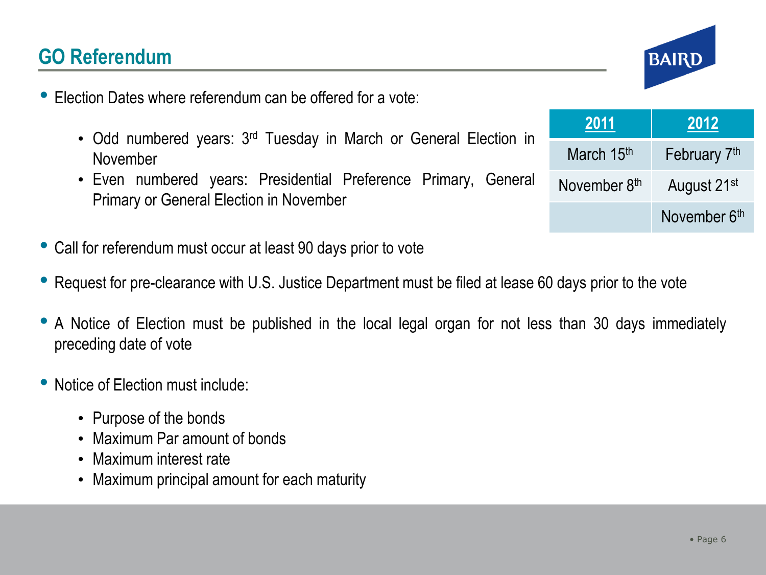## GO Referendum

- Election Dates where referendum can be offered for a vote:
  - Odd numbered years: 3rd Tuesday in March or General Election in November
  - Even numbered years: Presidential Preference Primary, General Primary or General Election in November

| 2011 | 2012 |
| --- | --- |
| March 15th | February 7th |
| November 8th | August 21st |
| | November 6th |

- Call for referendum must occur at least 90 days prior to vote
- Request for pre-clearance with U.S. Justice Department must be filed at lease 60 days prior to the vote
- A Notice of Election must be published in the local legal organ for not less than 30 days immediately preceding date of vote
- Notice of Election must include:
  - Purpose of the bonds
  - Maximum Par amount of bonds
  - Maximum interest rate
  - Maximum principal amount for each maturity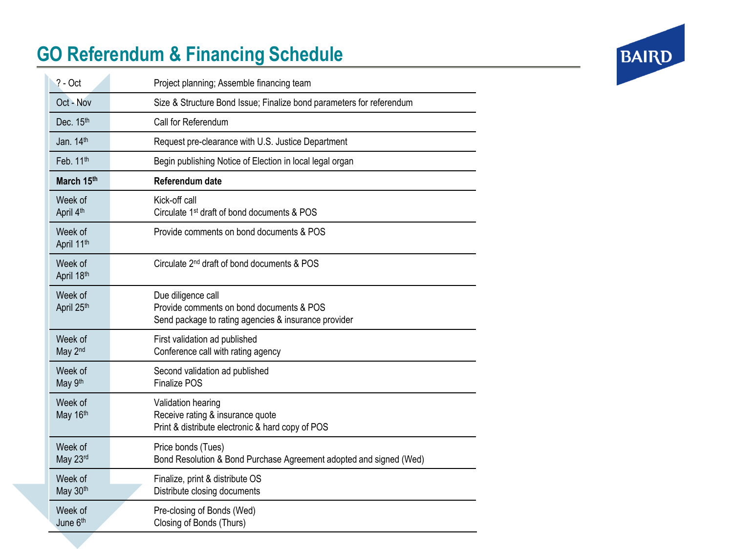# GO Referendum & Financing Schedule

| | |
|---|---|
| ? - Oct | Project planning; Assemble financing team |
| Oct - Nov | Size & Structure Bond Issue; Finalize bond parameters for referendum |
| Dec. 15th | Call for Referendum |
| Jan. 14th | Request pre-clearance with U.S. Justice Department |
| Feb. 11th | Begin publishing Notice of Election in local legal organ |
| **March 15th** | **Referendum date** |
| Week of April 4th | Kick-off call<br>Circulate 1st draft of bond documents & POS |
| Week of April 11th | Provide comments on bond documents & POS |
| Week of April 18th | Circulate 2nd draft of bond documents & POS |
| Week of April 25th | Due diligence call<br>Provide comments on bond documents & POS<br>Send package to rating agencies & insurance provider |
| Week of May 2nd | First validation ad published<br>Conference call with rating agency |
| Week of May 9th | Second validation ad published<br>Finalize POS |
| Week of May 16th | Validation hearing<br>Receive rating & insurance quote<br>Print & distribute electronic & hard copy of POS |
| Week of May 23rd | Price bonds (Tues)<br>Bond Resolution & Bond Purchase Agreement adopted and signed (Wed) |
| Week of May 30th | Finalize, print & distribute OS<br>Distribute closing documents |
| Week of June 6th | Pre-closing of Bonds (Wed)<br>Closing of Bonds (Thurs) |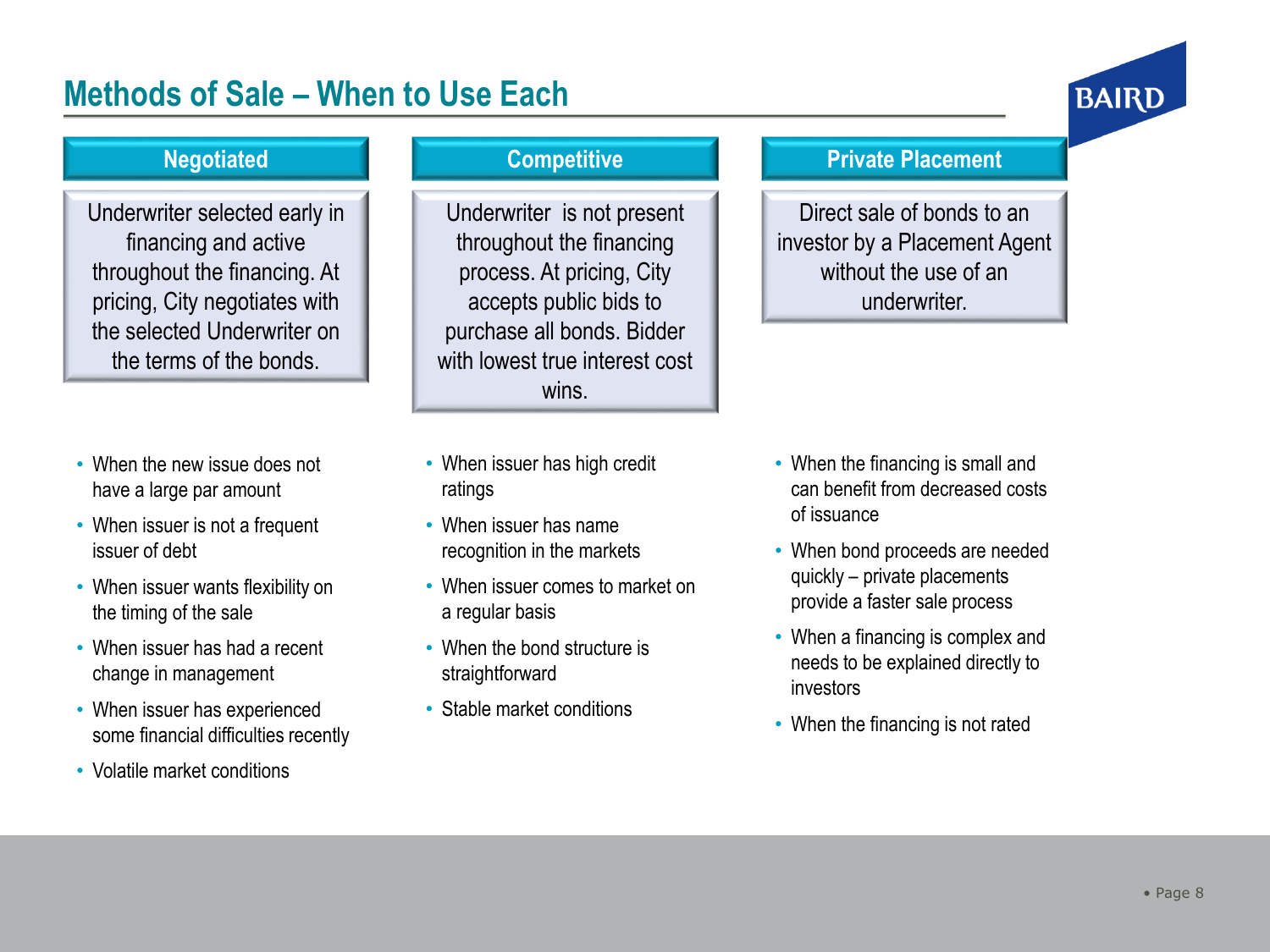# Methods of Sale – When to Use Each

## Negotiated

Underwriter selected early in financing and active throughout the financing. At pricing, City negotiates with the selected Underwriter on the terms of the bonds.

- When the new issue does not have a large par amount
- When issuer is not a frequent issuer of debt
- When issuer wants flexibility on the timing of the sale
- When issuer has had a recent change in management
- When issuer has experienced some financial difficulties recently
- Volatile market conditions

## Competitive

Underwriter is not present throughout the financing process. At pricing, City accepts public bids to purchase all bonds. Bidder with lowest true interest cost wins.

- When issuer has high credit ratings
- When issuer has name recognition in the markets
- When issuer comes to market on a regular basis
- When the bond structure is straightforward
- Stable market conditions

## Private Placement

Direct sale of bonds to an investor by a Placement Agent without the use of an underwriter.

- When the financing is small and can benefit from decreased costs of issuance
- When bond proceeds are needed quickly – private placements provide a faster sale process
- When a financing is complex and needs to be explained directly to investors
- When the financing is not rated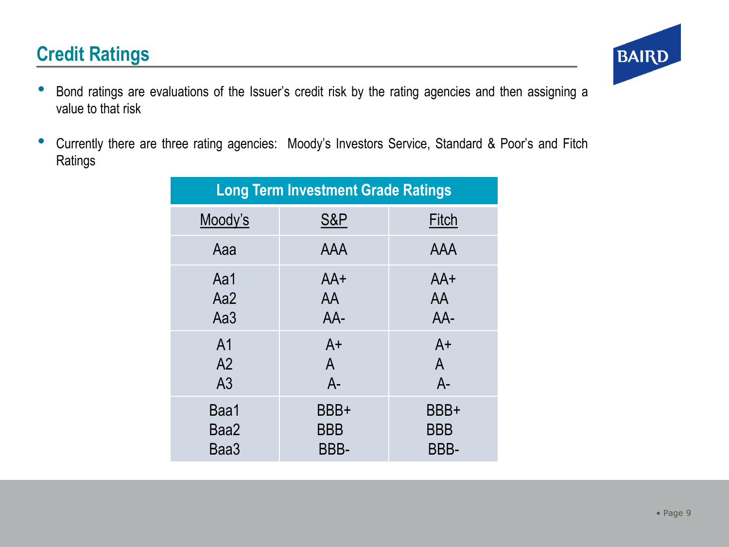## Credit Ratings

- Bond ratings are evaluations of the Issuer's credit risk by the rating agencies and then assigning a value to that risk
- Currently there are three rating agencies: Moody's Investors Service, Standard & Poor's and Fitch Ratings

| Long Term Investment Grade Ratings | | |
|---|---|---|
| Moody's | S&P | Fitch |
| Aaa | AAA | AAA |
| Aa1<br>Aa2<br>Aa3 | AA+<br>AA<br>AA- | AA+<br>AA<br>AA- |
| A1<br>A2<br>A3 | A+<br>A<br>A- | A+<br>A<br>A- |
| Baa1<br>Baa2<br>Baa3 | BBB+<br>BBB<br>BBB- | BBB+<br>BBB<br>BBB- |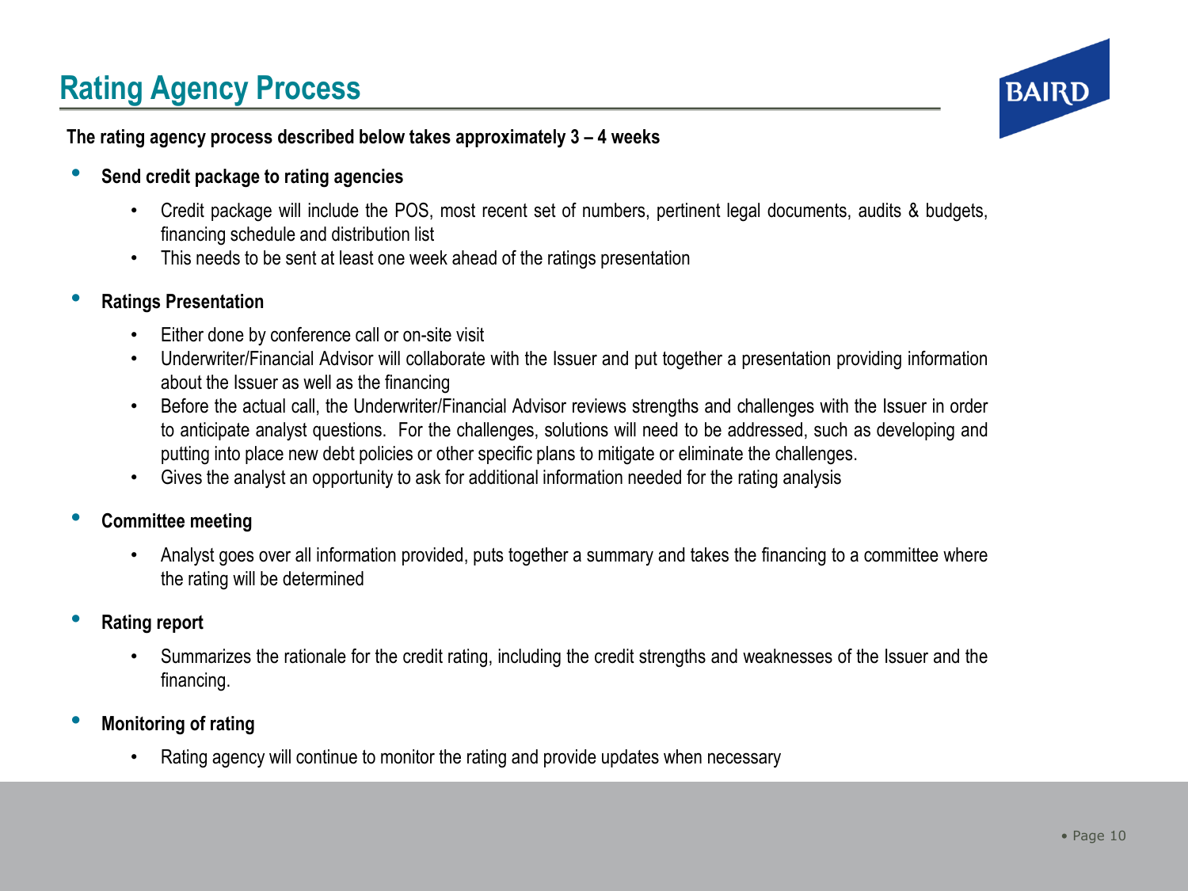# Rating Agency Process

**The rating agency process described below takes approximately 3 – 4 weeks**

- **Send credit package to rating agencies**
  - Credit package will include the POS, most recent set of numbers, pertinent legal documents, audits & budgets, financing schedule and distribution list
  - This needs to be sent at least one week ahead of the ratings presentation

- **Ratings Presentation**
  - Either done by conference call or on-site visit
  - Underwriter/Financial Advisor will collaborate with the Issuer and put together a presentation providing information about the Issuer as well as the financing
  - Before the actual call, the Underwriter/Financial Advisor reviews strengths and challenges with the Issuer in order to anticipate analyst questions. For the challenges, solutions will need to be addressed, such as developing and putting into place new debt policies or other specific plans to mitigate or eliminate the challenges.
  - Gives the analyst an opportunity to ask for additional information needed for the rating analysis

- **Committee meeting**
  - Analyst goes over all information provided, puts together a summary and takes the financing to a committee where the rating will be determined

- **Rating report**
  - Summarizes the rationale for the credit rating, including the credit strengths and weaknesses of the Issuer and the financing.

- **Monitoring of rating**
  - Rating agency will continue to monitor the rating and provide updates when necessary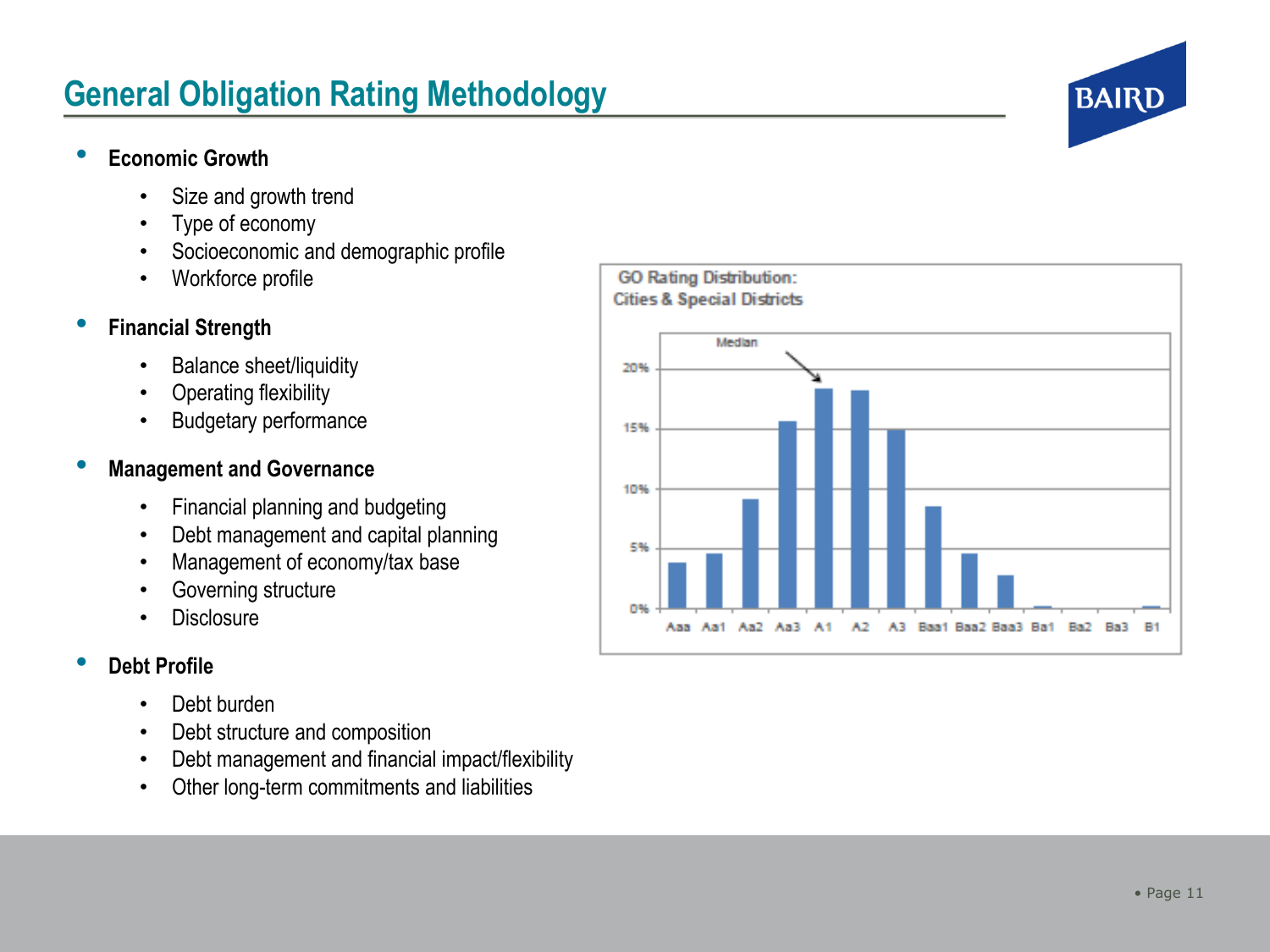# General Obligation Rating Methodology

- **Economic Growth**
  - Size and growth trend
  - Type of economy
  - Socioeconomic and demographic profile
  - Workforce profile
- **Financial Strength**
  - Balance sheet/liquidity
  - Operating flexibility
  - Budgetary performance
- **Management and Governance**
  - Financial planning and budgeting
  - Debt management and capital planning
  - Management of economy/tax base
  - Governing structure
  - Disclosure
- **Debt Profile**
  - Debt burden
  - Debt structure and composition
  - Debt management and financial impact/flexibility
  - Other long-term commitments and liabilities

GO Rating Distribution:
Cities & Special Districts

Median

20%
15%
10%
5%
0%

Aaa Aa1 Aa2 Aa3 A1 A2 A3 Baa1 Baa2 Baa3 Ba1 Ba2 Ba3 B1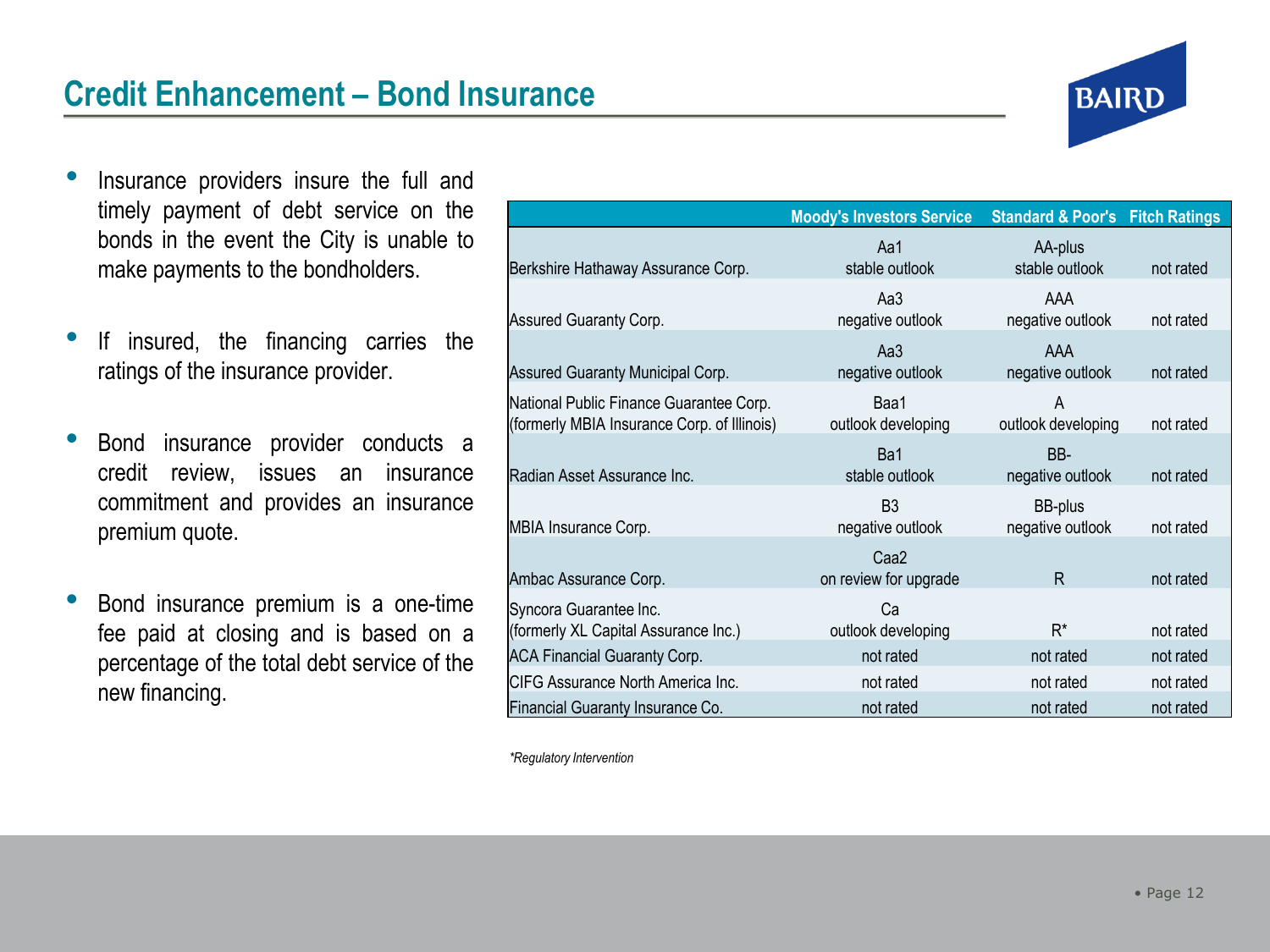# Credit Enhancement – Bond Insurance

- Insurance providers insure the full and timely payment of debt service on the bonds in the event the City is unable to make payments to the bondholders.
- If insured, the financing carries the ratings of the insurance provider.
- Bond insurance provider conducts a credit review, issues an insurance commitment and provides an insurance premium quote.
- Bond insurance premium is a one-time fee paid at closing and is based on a percentage of the total debt service of the new financing.

| | Moody's Investors Service | Standard & Poor's | Fitch Ratings |
|---|---|---|---|
| Berkshire Hathaway Assurance Corp. | Aa1 stable outlook | AA-plus stable outlook | not rated |
| Assured Guaranty Corp. | Aa3 negative outlook | AAA negative outlook | not rated |
| Assured Guaranty Municipal Corp. | Aa3 negative outlook | AAA negative outlook | not rated |
| National Public Finance Guarantee Corp. (formerly MBIA Insurance Corp. of Illinois) | Baa1 outlook developing | A outlook developing | not rated |
| Radian Asset Assurance Inc. | Ba1 stable outlook | BB- negative outlook | not rated |
| MBIA Insurance Corp. | B3 negative outlook | BB-plus negative outlook | not rated |
| Ambac Assurance Corp. | Caa2 on review for upgrade | R | not rated |
| Syncora Guarantee Inc. (formerly XL Capital Assurance Inc.) | Ca outlook developing | R* | not rated |
| ACA Financial Guaranty Corp. | not rated | not rated | not rated |
| CIFG Assurance North America Inc. | not rated | not rated | not rated |
| Financial Guaranty Insurance Co. | not rated | not rated | not rated |

*\*Regulatory Intervention*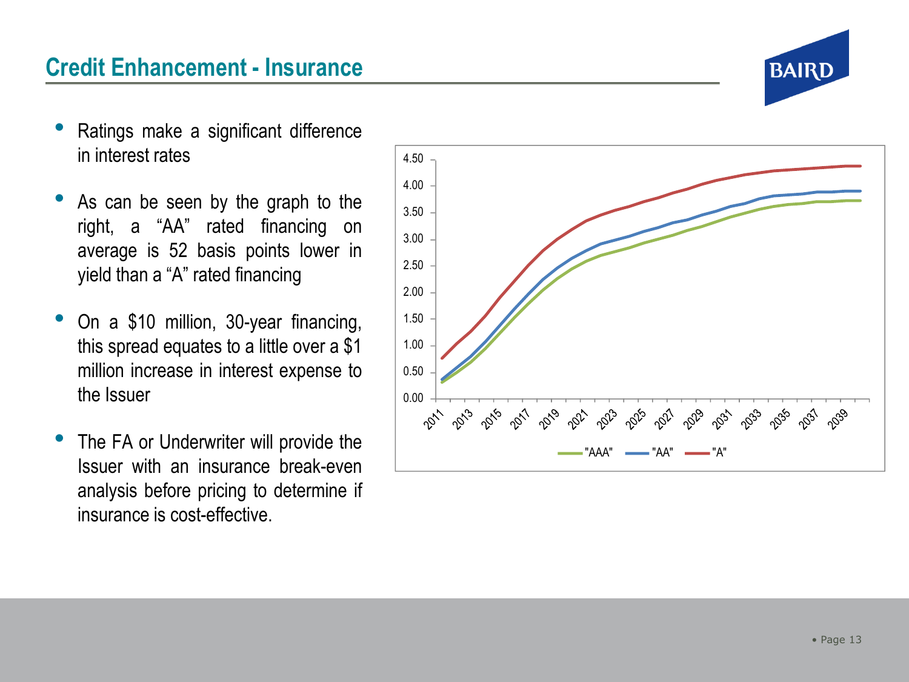## Credit Enhancement - Insurance

- Ratings make a significant difference in interest rates
- As can be seen by the graph to the right, a "AA" rated financing on average is 52 basis points lower in yield than a "A" rated financing
- On a $10 million, 30-year financing, this spread equates to a little over a $1 million increase in interest expense to the Issuer
- The FA or Underwriter will provide the Issuer with an insurance break-even analysis before pricing to determine if insurance is cost-effective.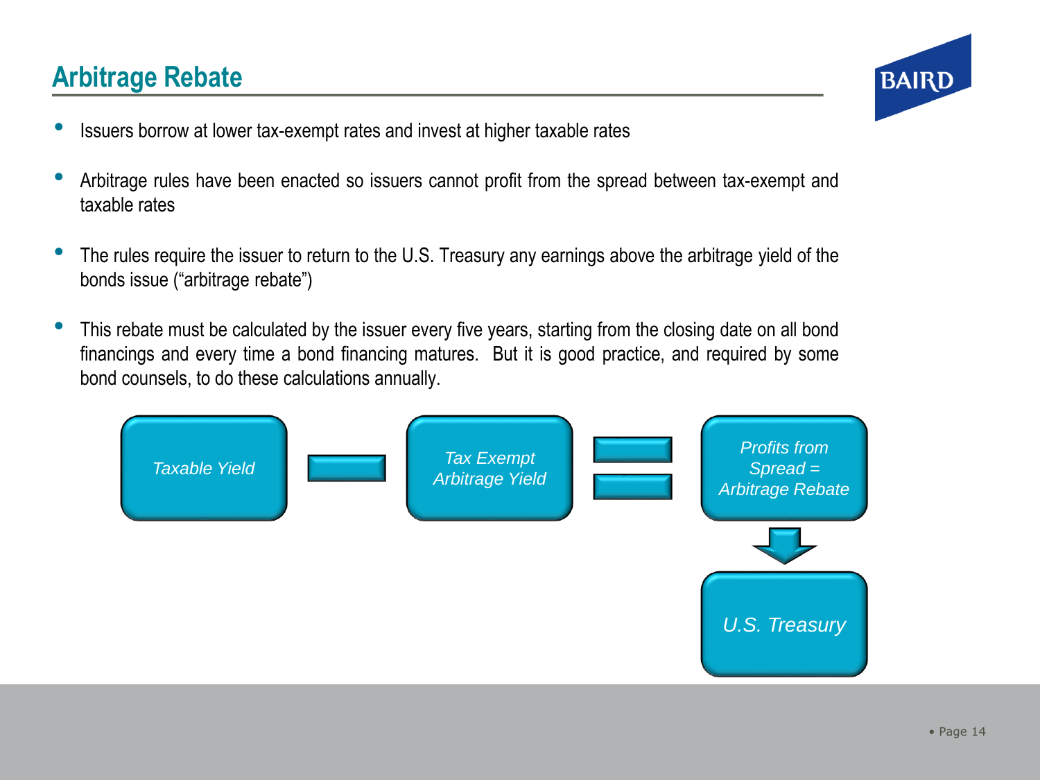## Arbitrage Rebate

- Issuers borrow at lower tax-exempt rates and invest at higher taxable rates
- Arbitrage rules have been enacted so issuers cannot profit from the spread between tax-exempt and taxable rates
- The rules require the issuer to return to the U.S. Treasury any earnings above the arbitrage yield of the bonds issue ("arbitrage rebate")
- This rebate must be calculated by the issuer every five years, starting from the closing date on all bond financings and every time a bond financing matures. But it is good practice, and required by some bond counsels, to do these calculations annually.

*Taxable Yield* − *Tax Exempt Arbitrage Yield* = *Profits from Spread = Arbitrage Rebate* → *U.S. Treasury*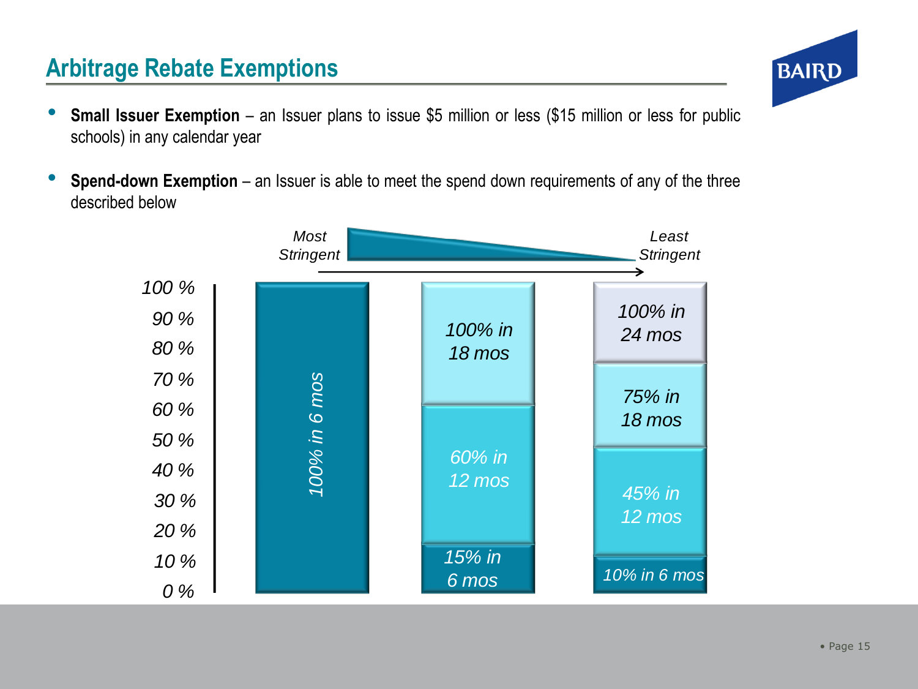## Arbitrage Rebate Exemptions

- **Small Issuer Exemption** – an Issuer plans to issue $5 million or less ($15 million or less for public schools) in any calendar year
- **Spend-down Exemption** – an Issuer is able to meet the spend down requirements of any of the three described below

*Most Stringent* → *Least Stringent*

| | Option 1 | Option 2 | Option 3 |
|---|---|---|---|
| Spend-down requirements | *100% in 6 mos* | *15% in 6 mos* | *10% in 6 mos* |
| | | *60% in 12 mos* | *45% in 12 mos* |
| | | *100% in 18 mos* | *75% in 18 mos* |
| | | | *100% in 24 mos* |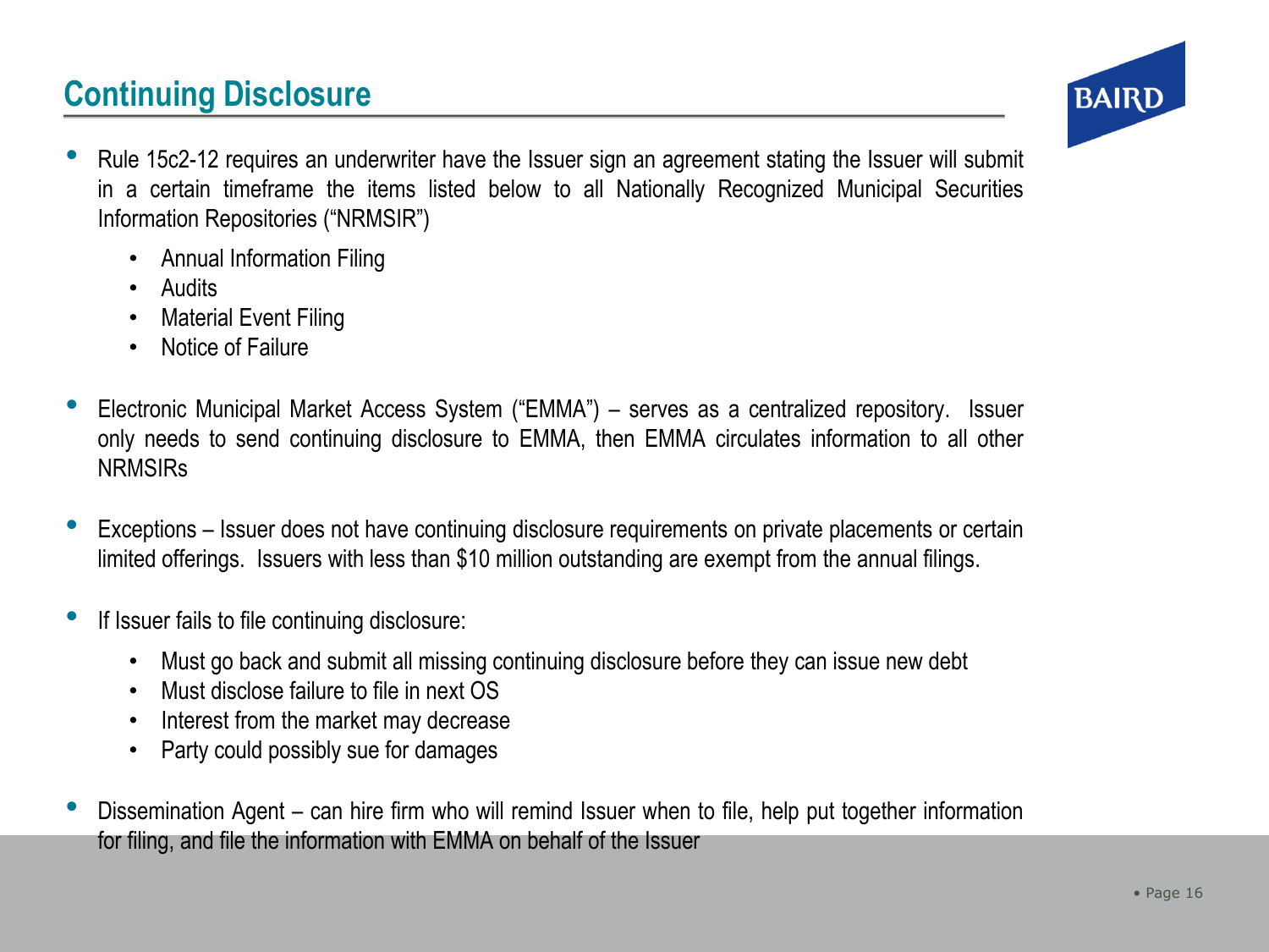# Continuing Disclosure

- Rule 15c2-12 requires an underwriter have the Issuer sign an agreement stating the Issuer will submit in a certain timeframe the items listed below to all Nationally Recognized Municipal Securities Information Repositories ("NRMSIR")
  - Annual Information Filing
  - Audits
  - Material Event Filing
  - Notice of Failure

- Electronic Municipal Market Access System ("EMMA") – serves as a centralized repository. Issuer only needs to send continuing disclosure to EMMA, then EMMA circulates information to all other NRMSIRs

- Exceptions – Issuer does not have continuing disclosure requirements on private placements or certain limited offerings. Issuers with less than $10 million outstanding are exempt from the annual filings.

- If Issuer fails to file continuing disclosure:
  - Must go back and submit all missing continuing disclosure before they can issue new debt
  - Must disclose failure to file in next OS
  - Interest from the market may decrease
  - Party could possibly sue for damages

- Dissemination Agent – can hire firm who will remind Issuer when to file, help put together information for filing, and file the information with EMMA on behalf of the Issuer